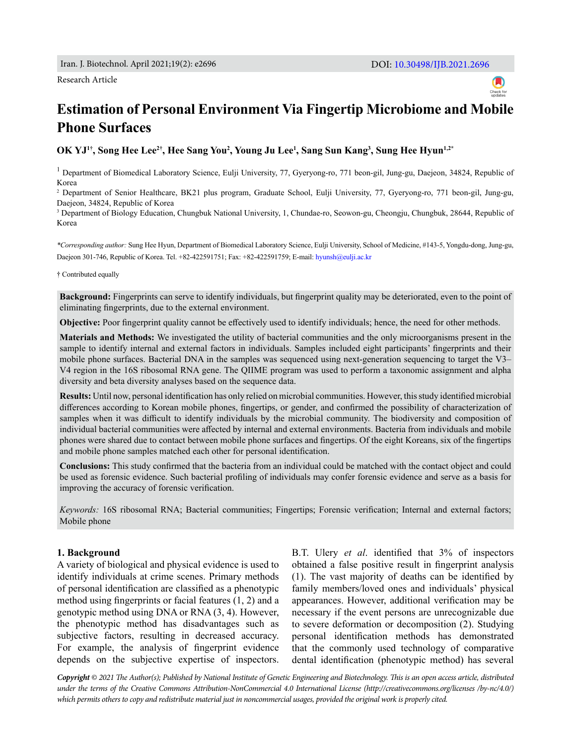Research Article

# Estimation of Personal Environment Via Fingertip Microbiome and Mobile Phone Surfaces

**OK YJ[1†], Song Hee Lee[2†], Hee Sang You[2], Young Ju Lee[1], Sang Sun Kang[3], Sung Hee Hyun[1,2*]**

[1] Department of Biomedical Laboratory Science, Eulji University, 77, Gyeryong-ro, 771 beon-gil, Jung-gu, Daejeon, 34824, Republic of Korea

[2] Department of Senior Healthcare, BK21 plus program, Graduate School, Eulji University, 77, Gyeryong-ro, 771 beon-gil, Jung-gu, Daejeon, 34824, Republic of Korea

[3] Department of Biology Education, Chungbuk National University, 1, Chundae-ro, Seowon-gu, Cheongju, Chungbuk, 28644, Republic of Korea

*\*Corresponding author:* Sung Hee Hyun, Department of Biomedical Laboratory Science, Eulji University, School of Medicine, #143-5, Yongdu-dong, Jung-gu, Daejeon 301-746, Republic of Korea. Tel. +82-422591751; Fax: +82-422591759; E-mail: hyunsh@eulji.ac.kr

† Contributed equally

**Background:** Fingerprints can serve to identify individuals, but fingerprint quality may be deteriorated, even to the point of eliminating fingerprints, due to the external environment.

**Objective:** Poor fingerprint quality cannot be effectively used to identify individuals; hence, the need for other methods.

**Materials and Methods:** We investigated the utility of bacterial communities and the only microorganisms present in the sample to identify internal and external factors in individuals. Samples included eight participants' fingerprints and their mobile phone surfaces. Bacterial DNA in the samples was sequenced using next-generation sequencing to target the V3–V4 region in the 16S ribosomal RNA gene. The QIIME program was used to perform a taxonomic assignment and alpha diversity and beta diversity analyses based on the sequence data.

**Results:** Until now, personal identification has only relied on microbial communities. However, this study identified microbial differences according to Korean mobile phones, fingertips, or gender, and confirmed the possibility of characterization of samples when it was difficult to identify individuals by the microbial community. The biodiversity and composition of individual bacterial communities were affected by internal and external environments. Bacteria from individuals and mobile phones were shared due to contact between mobile phone surfaces and fingertips. Of the eight Koreans, six of the fingertips and mobile phone samples matched each other for personal identification.

**Conclusions:** This study confirmed that the bacteria from an individual could be matched with the contact object and could be used as forensic evidence. Such bacterial profiling of individuals may confer forensic evidence and serve as a basis for improving the accuracy of forensic verification.

*Keywords:* 16S ribosomal RNA; Bacterial communities; Fingertips; Forensic verification; Internal and external factors; Mobile phone

## 1. Background

A variety of biological and physical evidence is used to identify individuals at crime scenes. Primary methods of personal identification are classified as a phenotypic method using fingerprints or facial features (1, 2) and a genotypic method using DNA or RNA (3, 4). However, the phenotypic method has disadvantages such as subjective factors, resulting in decreased accuracy. For example, the analysis of fingerprint evidence depends on the subjective expertise of inspectors. B.T. Ulery *et al*. identified that 3% of inspectors obtained a false positive result in fingerprint analysis (1). The vast majority of deaths can be identified by family members/loved ones and individuals' physical appearances. However, additional verification may be necessary if the event persons are unrecognizable due to severe deformation or decomposition (2). Studying personal identification methods has demonstrated that the commonly used technology of comparative dental identification (phenotypic method) has several

***Copyright** © 2021 The Author(s); Published by National Institute of Genetic Engineering and Biotechnology. This is an open access article, distributed under the terms of the Creative Commons Attribution-NonCommercial 4.0 International License (http://creativecommons.org/licenses /by-nc/4.0/) which permits others to copy and redistribute material just in noncommercial usages, provided the original work is properly cited.*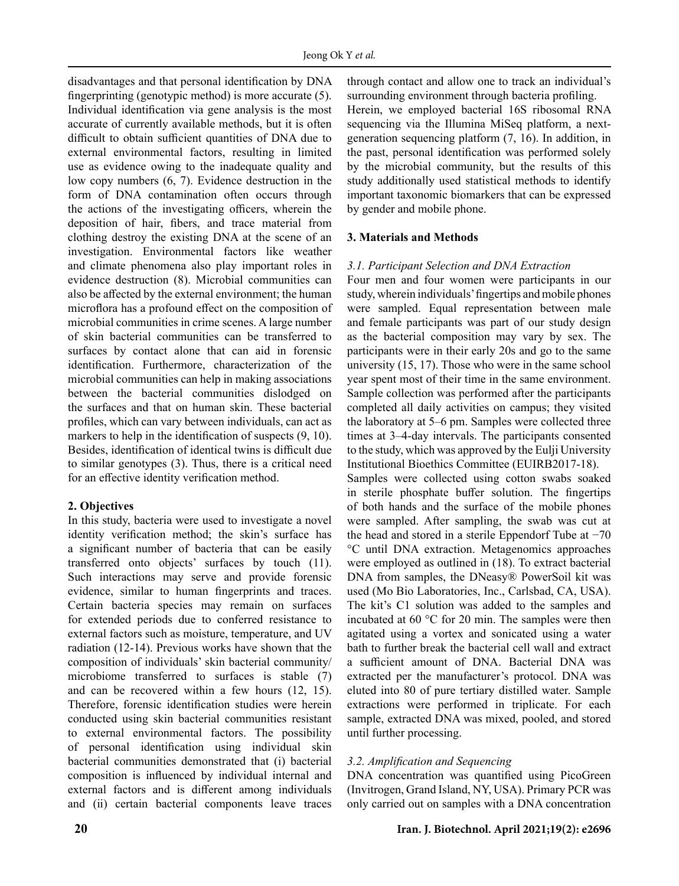disadvantages and that personal identification by DNA fingerprinting (genotypic method) is more accurate (5). Individual identification via gene analysis is the most accurate of currently available methods, but it is often difficult to obtain sufficient quantities of DNA due to external environmental factors, resulting in limited use as evidence owing to the inadequate quality and low copy numbers (6, 7). Evidence destruction in the form of DNA contamination often occurs through the actions of the investigating officers, wherein the deposition of hair, fibers, and trace material from clothing destroy the existing DNA at the scene of an investigation. Environmental factors like weather and climate phenomena also play important roles in evidence destruction (8). Microbial communities can also be affected by the external environment; the human microflora has a profound effect on the composition of microbial communities in crime scenes. A large number of skin bacterial communities can be transferred to surfaces by contact alone that can aid in forensic identification. Furthermore, characterization of the microbial communities can help in making associations between the bacterial communities dislodged on the surfaces and that on human skin. These bacterial profiles, which can vary between individuals, can act as markers to help in the identification of suspects (9, 10). Besides, identification of identical twins is difficult due to similar genotypes (3). Thus, there is a critical need for an effective identity verification method.

## 2. Objectives

In this study, bacteria were used to investigate a novel identity verification method; the skin's surface has a significant number of bacteria that can be easily transferred onto objects' surfaces by touch (11). Such interactions may serve and provide forensic evidence, similar to human fingerprints and traces. Certain bacteria species may remain on surfaces for extended periods due to conferred resistance to external factors such as moisture, temperature, and UV radiation (12-14). Previous works have shown that the composition of individuals' skin bacterial community/microbiome transferred to surfaces is stable (7) and can be recovered within a few hours (12, 15). Therefore, forensic identification studies were herein conducted using skin bacterial communities resistant to external environmental factors. The possibility of personal identification using individual skin bacterial communities demonstrated that (i) bacterial composition is influenced by individual internal and external factors and is different among individuals and (ii) certain bacterial components leave traces through contact and allow one to track an individual's surrounding environment through bacteria profiling.

Herein, we employed bacterial 16S ribosomal RNA sequencing via the Illumina MiSeq platform, a next-generation sequencing platform (7, 16). In addition, in the past, personal identification was performed solely by the microbial community, but the results of this study additionally used statistical methods to identify important taxonomic biomarkers that can be expressed by gender and mobile phone.

## 3. Materials and Methods

### *3.1. Participant Selection and DNA Extraction*

Four men and four women were participants in our study, wherein individuals' fingertips and mobile phones were sampled. Equal representation between male and female participants was part of our study design as the bacterial composition may vary by sex. The participants were in their early 20s and go to the same university (15, 17). Those who were in the same school year spent most of their time in the same environment. Sample collection was performed after the participants completed all daily activities on campus; they visited the laboratory at 5–6 pm. Samples were collected three times at 3–4-day intervals. The participants consented to the study, which was approved by the Eulji University Institutional Bioethics Committee (EUIRB2017-18).

Samples were collected using cotton swabs soaked in sterile phosphate buffer solution. The fingertips of both hands and the surface of the mobile phones were sampled. After sampling, the swab was cut at the head and stored in a sterile Eppendorf Tube at −70 °C until DNA extraction. Metagenomics approaches were employed as outlined in (18). To extract bacterial DNA from samples, the DNeasy® PowerSoil kit was used (Mo Bio Laboratories, Inc., Carlsbad, CA, USA). The kit's C1 solution was added to the samples and incubated at 60 °C for 20 min. The samples were then agitated using a vortex and sonicated using a water bath to further break the bacterial cell wall and extract a sufficient amount of DNA. Bacterial DNA was extracted per the manufacturer's protocol. DNA was eluted into 80 of pure tertiary distilled water. Sample extractions were performed in triplicate. For each sample, extracted DNA was mixed, pooled, and stored until further processing.

### *3.2. Amplification and Sequencing*

DNA concentration was quantified using PicoGreen (Invitrogen, Grand Island, NY, USA). Primary PCR was only carried out on samples with a DNA concentration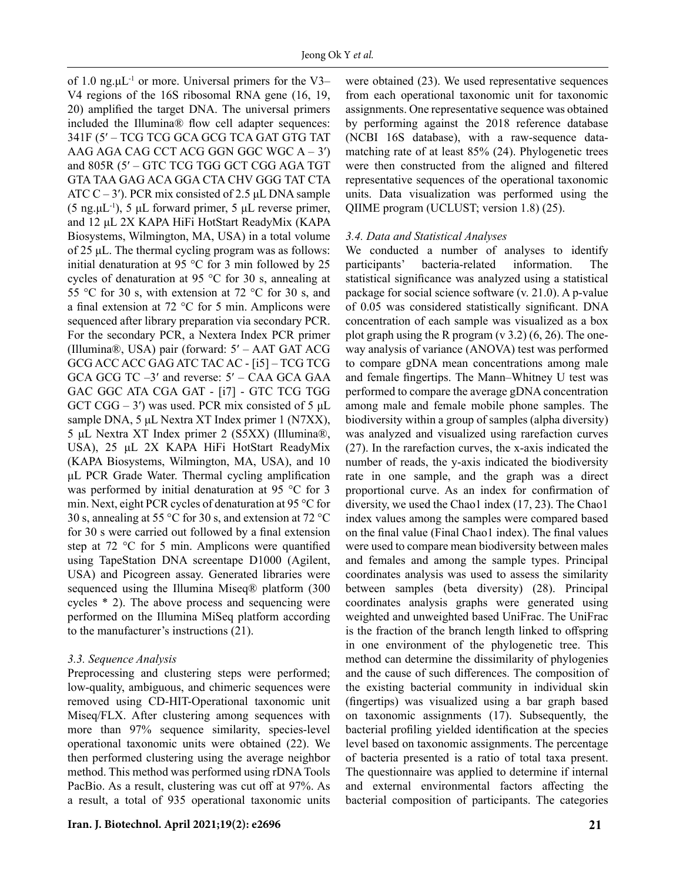of 1.0 ng.μL$^{-1}$ or more. Universal primers for the V3–V4 regions of the 16S ribosomal RNA gene (16, 19, 20) amplified the target DNA. The universal primers included the Illumina® flow cell adapter sequences: 341F (5′ – TCG TCG GCA GCG TCA GAT GTG TAT AAG AGA CAG CCT ACG GGN GGC WGC A – 3′) and 805R (5′ – GTC TCG TGG GCT CGG AGA TGT GTA TAA GAG ACA GGA CTA CHV GGG TAT CTA ATC C – 3′). PCR mix consisted of 2.5 μL DNA sample (5 ng.μL$^{-1}$), 5 μL forward primer, 5 μL reverse primer, and 12 μL 2X KAPA HiFi HotStart ReadyMix (KAPA Biosystems, Wilmington, MA, USA) in a total volume of 25 μL. The thermal cycling program was as follows: initial denaturation at 95 °C for 3 min followed by 25 cycles of denaturation at 95 °C for 30 s, annealing at 55 °C for 30 s, with extension at 72 °C for 30 s, and a final extension at 72 °C for 5 min. Amplicons were sequenced after library preparation via secondary PCR. For the secondary PCR, a Nextera Index PCR primer (Illumina®, USA) pair (forward: 5′ – AAT GAT ACG GCG ACC ACC GAG ATC TAC AC - [i5] – TCG TCG GCA GCG TC –3′ and reverse: 5′ – CAA GCA GAA GAC GGC ATA CGA GAT - [i7] - GTC TCG TGG GCT CGG – 3′) was used. PCR mix consisted of 5 μL sample DNA, 5 μL Nextra XT Index primer 1 (N7XX), 5 μL Nextra XT Index primer 2 (S5XX) (Illumina®, USA), 25 μL 2X KAPA HiFi HotStart ReadyMix (KAPA Biosystems, Wilmington, MA, USA), and 10 μL PCR Grade Water. Thermal cycling amplification was performed by initial denaturation at 95 °C for 3 min. Next, eight PCR cycles of denaturation at 95 °C for 30 s, annealing at 55 °C for 30 s, and extension at 72 °C for 30 s were carried out followed by a final extension step at 72 °C for 5 min. Amplicons were quantified using TapeStation DNA screentape D1000 (Agilent, USA) and Picogreen assay. Generated libraries were sequenced using the Illumina Miseq® platform (300 cycles * 2). The above process and sequencing were performed on the Illumina MiSeq platform according to the manufacturer's instructions (21).

### 3.3. Sequence Analysis

Preprocessing and clustering steps were performed; low-quality, ambiguous, and chimeric sequences were removed using CD-HIT-Operational taxonomic unit Miseq/FLX. After clustering among sequences with more than 97% sequence similarity, species-level operational taxonomic units were obtained (22). We then performed clustering using the average neighbor method. This method was performed using rDNA Tools PacBio. As a result, clustering was cut off at 97%. As a result, a total of 935 operational taxonomic units were obtained (23). We used representative sequences from each operational taxonomic unit for taxonomic assignments. One representative sequence was obtained by performing against the 2018 reference database (NCBI 16S database), with a raw-sequence data-matching rate of at least 85% (24). Phylogenetic trees were then constructed from the aligned and filtered representative sequences of the operational taxonomic units. Data visualization was performed using the QIIME program (UCLUST; version 1.8) (25).

### 3.4. Data and Statistical Analyses

We conducted a number of analyses to identify participants' bacteria-related information. The statistical significance was analyzed using a statistical package for social science software (v. 21.0). A p-value of 0.05 was considered statistically significant. DNA concentration of each sample was visualized as a box plot graph using the R program (v 3.2) (6, 26). The one-way analysis of variance (ANOVA) test was performed to compare gDNA mean concentrations among male and female fingertips. The Mann–Whitney U test was performed to compare the average gDNA concentration among male and female mobile phone samples. The biodiversity within a group of samples (alpha diversity) was analyzed and visualized using rarefaction curves (27). In the rarefaction curves, the x-axis indicated the number of reads, the y-axis indicated the biodiversity rate in one sample, and the graph was a direct proportional curve. As an index for confirmation of diversity, we used the Chao1 index (17, 23). The Chao1 index values among the samples were compared based on the final value (Final Chao1 index). The final values were used to compare mean biodiversity between males and females and among the sample types. Principal coordinates analysis was used to assess the similarity between samples (beta diversity) (28). Principal coordinates analysis graphs were generated using weighted and unweighted based UniFrac. The UniFrac is the fraction of the branch length linked to offspring in one environment of the phylogenetic tree. This method can determine the dissimilarity of phylogenies and the cause of such differences. The composition of the existing bacterial community in individual skin (fingertips) was visualized using a bar graph based on taxonomic assignments (17). Subsequently, the bacterial profiling yielded identification at the species level based on taxonomic assignments. The percentage of bacteria presented is a ratio of total taxa present. The questionnaire was applied to determine if internal and external environmental factors affecting the bacterial composition of participants. The categories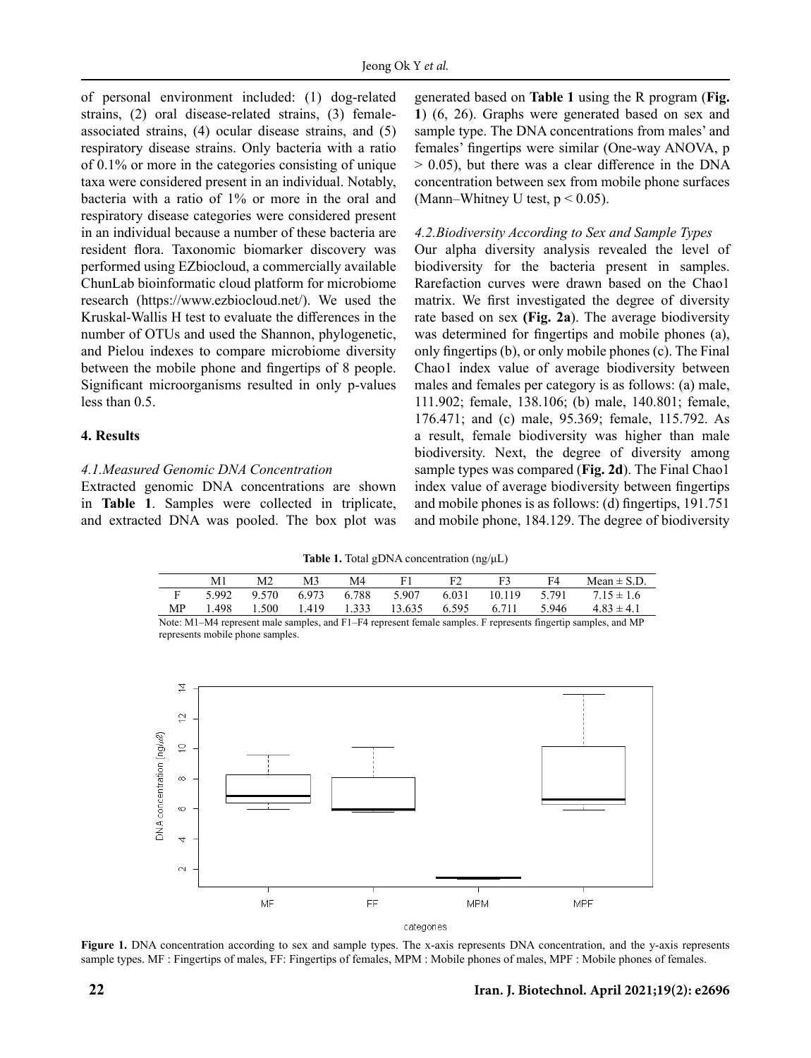of personal environment included: (1) dog-related strains, (2) oral disease-related strains, (3) female-associated strains, (4) ocular disease strains, and (5) respiratory disease strains. Only bacteria with a ratio of 0.1% or more in the categories consisting of unique taxa were considered present in an individual. Notably, bacteria with a ratio of 1% or more in the oral and respiratory disease categories were considered present in an individual because a number of these bacteria are resident flora. Taxonomic biomarker discovery was performed using EZbiocloud, a commercially available ChunLab bioinformatic cloud platform for microbiome research (https://www.ezbiocloud.net/). We used the Kruskal-Wallis H test to evaluate the differences in the number of OTUs and used the Shannon, phylogenetic, and Pielou indexes to compare microbiome diversity between the mobile phone and fingertips of 8 people. Significant microorganisms resulted in only p-values less than 0.5.

## 4. Results

### *4.1.Measured Genomic DNA Concentration*

Extracted genomic DNA concentrations are shown in **Table 1**. Samples were collected in triplicate, and extracted DNA was pooled. The box plot was generated based on **Table 1** using the R program (**Fig. 1**) (6, 26). Graphs were generated based on sex and sample type. The DNA concentrations from males' and females' fingertips were similar (One-way ANOVA, $p > 0.05$), but there was a clear difference in the DNA concentration between sex from mobile phone surfaces (Mann–Whitney U test, $p < 0.05$).

### *4.2.Biodiversity According to Sex and Sample Types*

Our alpha diversity analysis revealed the level of biodiversity for the bacteria present in samples. Rarefaction curves were drawn based on the Chao1 matrix. We first investigated the degree of diversity rate based on sex **(Fig. 2a)**. The average biodiversity was determined for fingertips and mobile phones (a), only fingertips (b), or only mobile phones (c). The Final Chao1 index value of average biodiversity between males and females per category is as follows: (a) male, 111.902; female, 138.106; (b) male, 140.801; female, 176.471; and (c) male, 95.369; female, 115.792. As a result, female biodiversity was higher than male biodiversity. Next, the degree of diversity among sample types was compared (**Fig. 2d**). The Final Chao1 index value of average biodiversity between fingertips and mobile phones is as follows: (d) fingertips, 191.751 and mobile phone, 184.129. The degree of biodiversity

**Table 1.** Total gDNA concentration (ng/μL)

| | M1 | M2 | M3 | M4 | F1 | F2 | F3 | F4 | Mean ± S.D. |
|---|---|---|---|---|---|---|---|---|---|
| F | 5.992 | 9.570 | 6.973 | 6.788 | 5.907 | 6.031 | 10.119 | 5.791 | 7.15 ± 1.6 |
| MP | 1.498 | 1.500 | 1.419 | 1.333 | 13.635 | 6.595 | 6.711 | 5.946 | 4.83 ± 4.1 |

Note: M1–M4 represent male samples, and F1–F4 represent female samples. F represents fingertip samples, and MP represents mobile phone samples.

**Figure 1.** DNA concentration according to sex and sample types. The x-axis represents DNA concentration, and the y-axis represents sample types. MF : Fingertips of males, FF: Fingertips of females, MPM : Mobile phones of males, MPF : Mobile phones of females.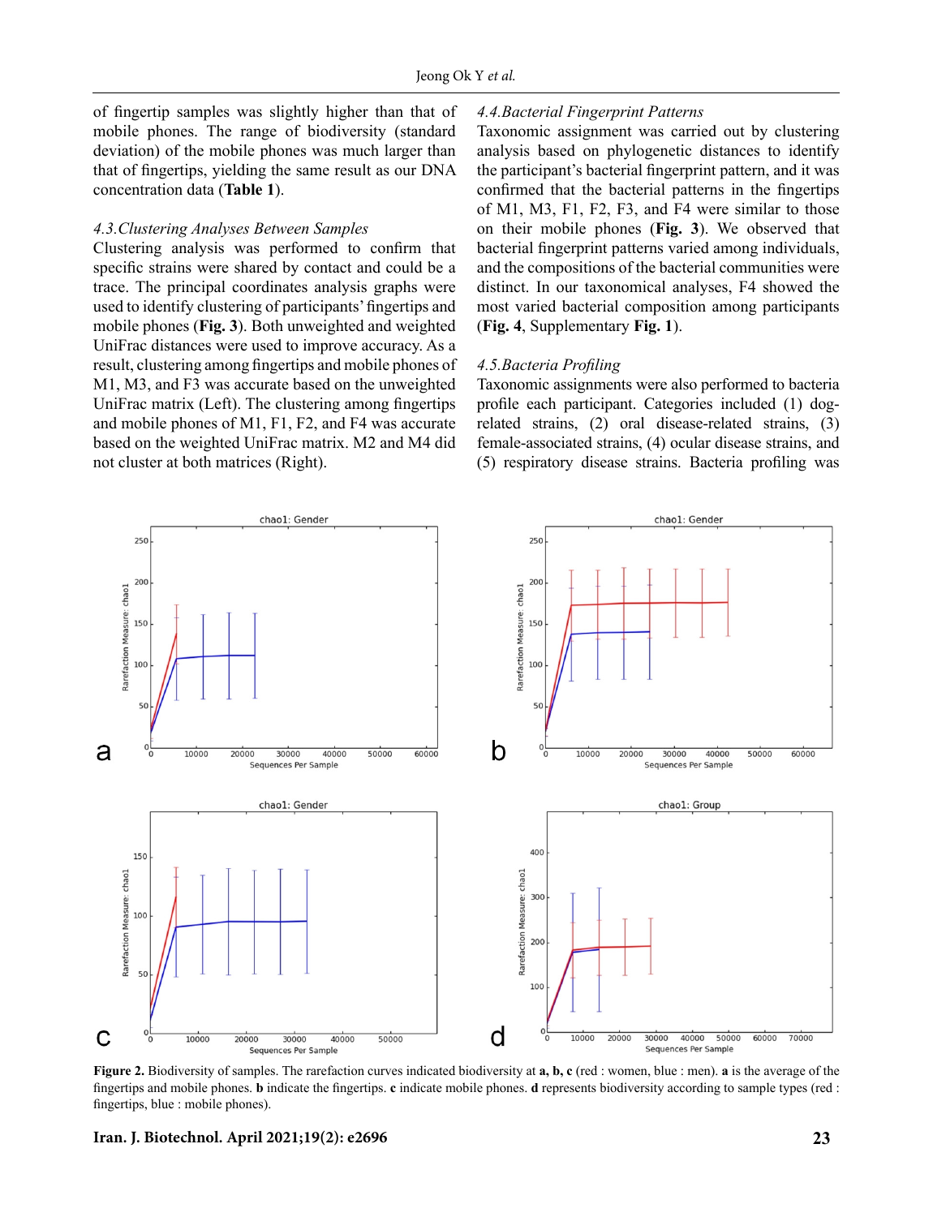of fingertip samples was slightly higher than that of mobile phones. The range of biodiversity (standard deviation) of the mobile phones was much larger than that of fingertips, yielding the same result as our DNA concentration data (**Table 1**).

### *4.3.Clustering Analyses Between Samples*

Clustering analysis was performed to confirm that specific strains were shared by contact and could be a trace. The principal coordinates analysis graphs were used to identify clustering of participants' fingertips and mobile phones (**Fig. 3**). Both unweighted and weighted UniFrac distances were used to improve accuracy. As a result, clustering among fingertips and mobile phones of M1, M3, and F3 was accurate based on the unweighted UniFrac matrix (Left). The clustering among fingertips and mobile phones of M1, F1, F2, and F4 was accurate based on the weighted UniFrac matrix. M2 and M4 did not cluster at both matrices (Right).

### *4.4.Bacterial Fingerprint Patterns*

Taxonomic assignment was carried out by clustering analysis based on phylogenetic distances to identify the participant's bacterial fingerprint pattern, and it was confirmed that the bacterial patterns in the fingertips of M1, M3, F1, F2, F3, and F4 were similar to those on their mobile phones (**Fig. 3**). We observed that bacterial fingerprint patterns varied among individuals, and the compositions of the bacterial communities were distinct. In our taxonomical analyses, F4 showed the most varied bacterial composition among participants (**Fig. 4**, Supplementary **Fig. 1**).

### *4.5.Bacteria Profiling*

Taxonomic assignments were also performed to bacteria profile each participant. Categories included (1) dog-related strains, (2) oral disease-related strains, (3) female-associated strains, (4) ocular disease strains, and (5) respiratory disease strains. Bacteria profiling was

**Figure 2.** Biodiversity of samples. The rarefaction curves indicated biodiversity at **a, b, c** (red : women, blue : men). **a** is the average of the fingertips and mobile phones. **b** indicate the fingertips. **c** indicate mobile phones. **d** represents biodiversity according to sample types (red : fingertips, blue : mobile phones).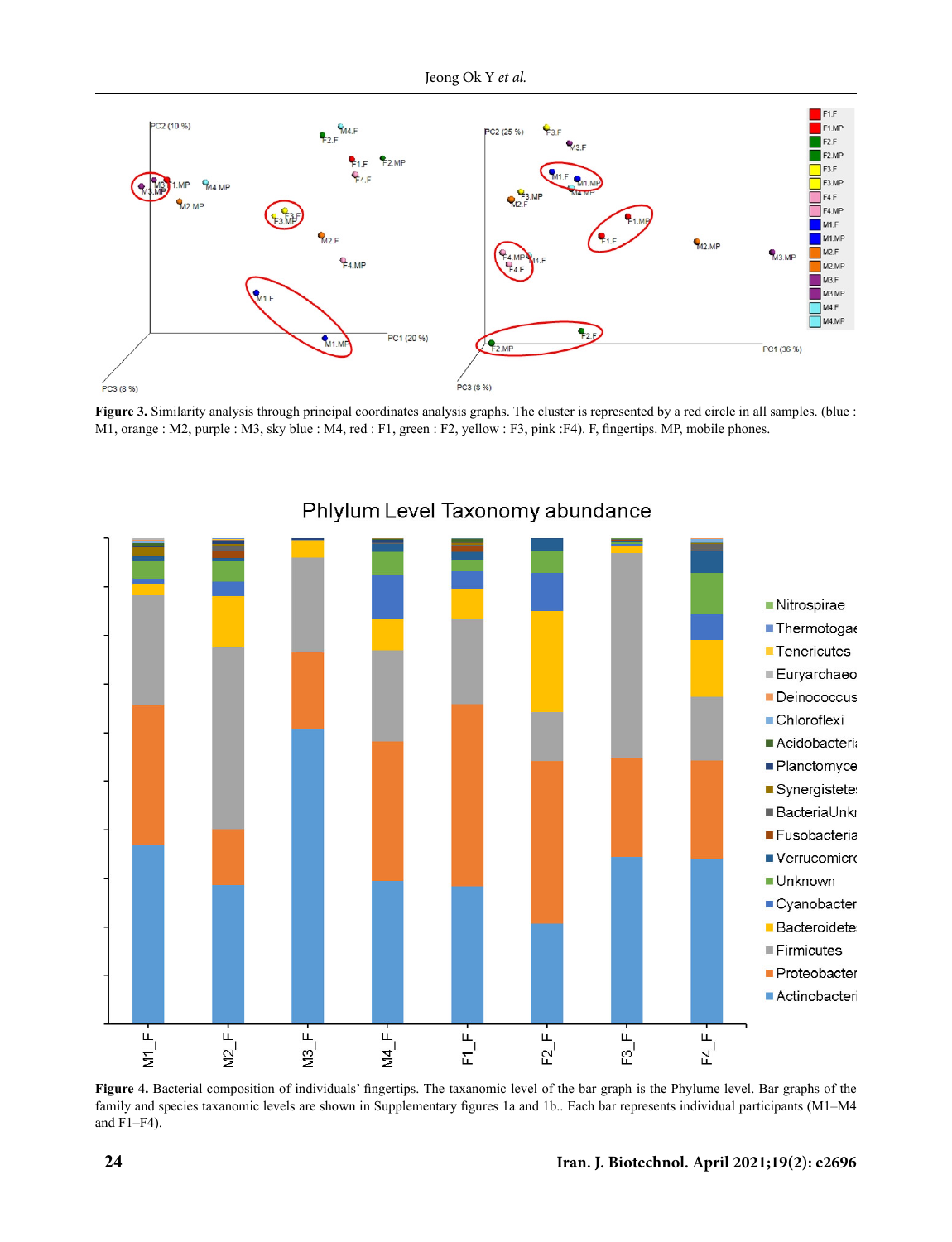**Figure 3.** Similarity analysis through principal coordinates analysis graphs. The cluster is represented by a red circle in all samples. (blue : M1, orange : M2, purple : M3, sky blue : M4, red : F1, green : F2, yellow : F3, pink :F4). F, fingertips. MP, mobile phones.

**Figure 4.** Bacterial composition of individuals' fingertips. The taxanomic level of the bar graph is the Phylume level. Bar graphs of the family and species taxanomic levels are shown in Supplementary figures 1a and 1b.. Each bar represents individual participants (M1–M4 and F1–F4).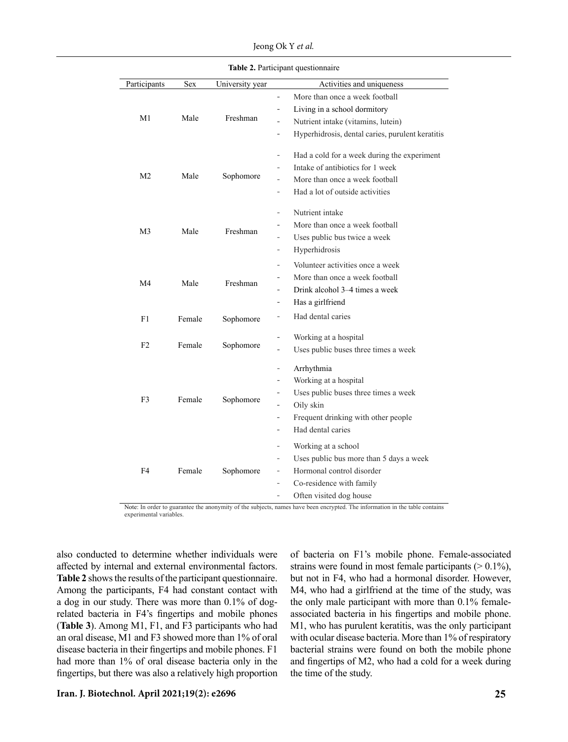**Table 2.** Participant questionnaire

| Participants | Sex | University year | Activities and uniqueness |
|---|---|---|---|
| M1 | Male | Freshman | - More than once a week football<br>- Living in a school dormitory<br>- Nutrient intake (vitamins, lutein)<br>- Hyperhidrosis, dental caries, purulent keratitis |
| M2 | Male | Sophomore | - Had a cold for a week during the experiment<br>- Intake of antibiotics for 1 week<br>- More than once a week football<br>- Had a lot of outside activities |
| M3 | Male | Freshman | - Nutrient intake<br>- More than once a week football<br>- Uses public bus twice a week<br>- Hyperhidrosis |
| M4 | Male | Freshman | - Volunteer activities once a week<br>- More than once a week football<br>- Drink alcohol 3–4 times a week<br>- Has a girlfriend |
| F1 | Female | Sophomore | - Had dental caries |
| F2 | Female | Sophomore | - Working at a hospital<br>- Uses public buses three times a week |
| F3 | Female | Sophomore | - Arrhythmia<br>- Working at a hospital<br>- Uses public buses three times a week<br>- Oily skin<br>- Frequent drinking with other people<br>- Had dental caries |
| F4 | Female | Sophomore | - Working at a school<br>- Uses public bus more than 5 days a week<br>- Hormonal control disorder<br>- Co-residence with family<br>- Often visited dog house |

Note: In order to guarantee the anonymity of the subjects, names have been encrypted. The information in the table contains experimental variables.

also conducted to determine whether individuals were affected by internal and external environmental factors. **Table 2** shows the results of the participant questionnaire. Among the participants, F4 had constant contact with a dog in our study. There was more than 0.1% of dog-related bacteria in F4's fingertips and mobile phones (**Table 3**). Among M1, F1, and F3 participants who had an oral disease, M1 and F3 showed more than 1% of oral disease bacteria in their fingertips and mobile phones. F1 had more than 1% of oral disease bacteria only in the fingertips, but there was also a relatively high proportion of bacteria on F1's mobile phone. Female-associated strains were found in most female participants (> 0.1%), but not in F4, who had a hormonal disorder. However, M4, who had a girlfriend at the time of the study, was the only male participant with more than 0.1% female-associated bacteria in his fingertips and mobile phone. M1, who has purulent keratitis, was the only participant with ocular disease bacteria. More than 1% of respiratory bacterial strains were found on both the mobile phone and fingertips of M2, who had a cold for a week during the time of the study.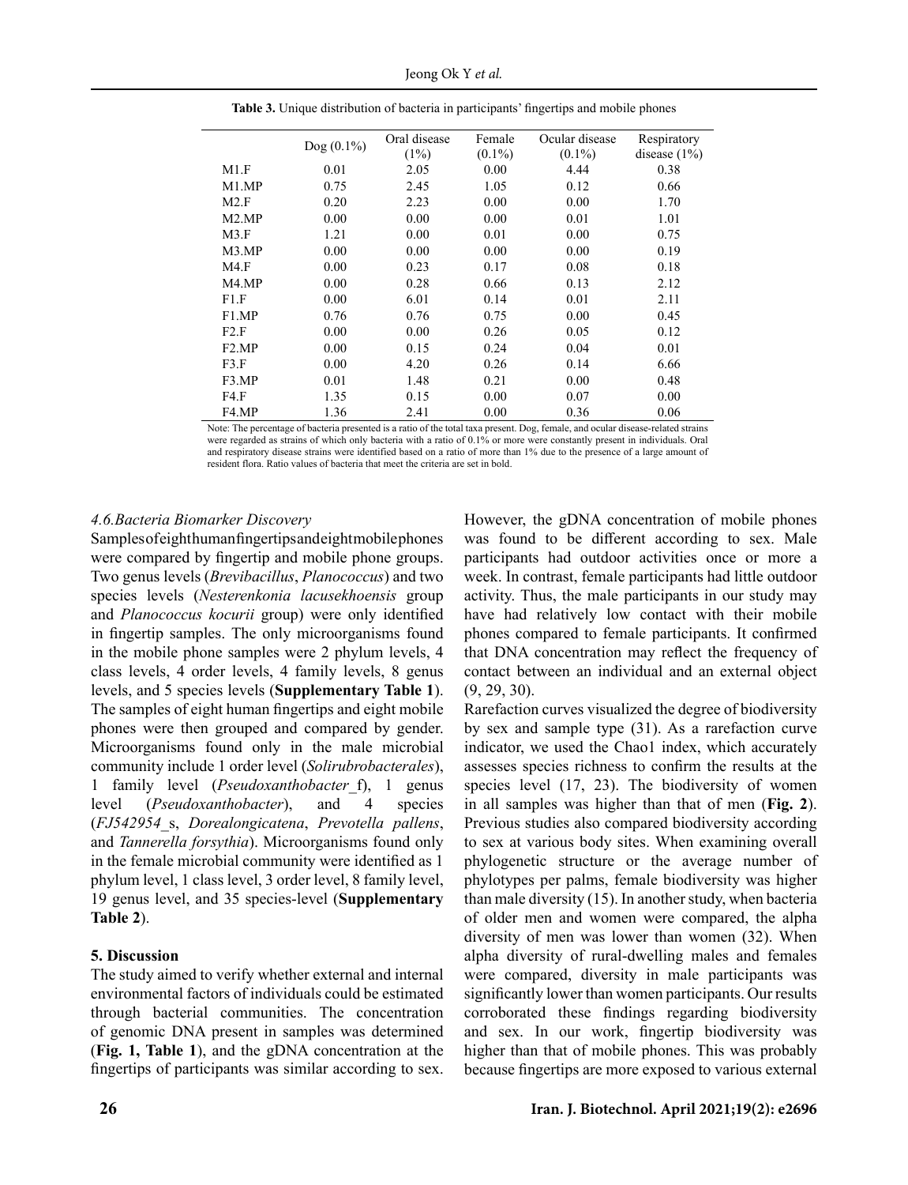**Table 3.** Unique distribution of bacteria in participants' fingertips and mobile phones

| | Dog (0.1%) | Oral disease (1%) | Female (0.1%) | Ocular disease (0.1%) | Respiratory disease (1%) |
|---|---|---|---|---|---|
| M1.F | 0.01 | 2.05 | 0.00 | 4.44 | 0.38 |
| M1.MP | 0.75 | 2.45 | 1.05 | 0.12 | 0.66 |
| M2.F | 0.20 | 2.23 | 0.00 | 0.00 | 1.70 |
| M2.MP | 0.00 | 0.00 | 0.00 | 0.01 | 1.01 |
| M3.F | 1.21 | 0.00 | 0.01 | 0.00 | 0.75 |
| M3.MP | 0.00 | 0.00 | 0.00 | 0.00 | 0.19 |
| M4.F | 0.00 | 0.23 | 0.17 | 0.08 | 0.18 |
| M4.MP | 0.00 | 0.28 | 0.66 | 0.13 | 2.12 |
| F1.F | 0.00 | 6.01 | 0.14 | 0.01 | 2.11 |
| F1.MP | 0.76 | 0.76 | 0.75 | 0.00 | 0.45 |
| F2.F | 0.00 | 0.00 | 0.26 | 0.05 | 0.12 |
| F2.MP | 0.00 | 0.15 | 0.24 | 0.04 | 0.01 |
| F3.F | 0.00 | 4.20 | 0.26 | 0.14 | 6.66 |
| F3.MP | 0.01 | 1.48 | 0.21 | 0.00 | 0.48 |
| F4.F | 1.35 | 0.15 | 0.00 | 0.07 | 0.00 |
| F4.MP | 1.36 | 2.41 | 0.00 | 0.36 | 0.06 |

Note: The percentage of bacteria presented is a ratio of the total taxa present. Dog, female, and ocular disease-related strains were regarded as strains of which only bacteria with a ratio of 0.1% or more were constantly present in individuals. Oral and respiratory disease strains were identified based on a ratio of more than 1% due to the presence of a large amount of resident flora. Ratio values of bacteria that meet the criteria are set in bold.

### *4.6. Bacteria Biomarker Discovery*

Samples of eight human fingertips and eight mobile phones were compared by fingertip and mobile phone groups. Two genus levels (*Brevibacillus*, *Planococcus*) and two species levels (*Nesterenkonia lacusekhoensis* group and *Planococcus kocurii* group) were only identified in fingertip samples. The only microorganisms found in the mobile phone samples were 2 phylum levels, 4 class levels, 4 order levels, 4 family levels, 8 genus levels, and 5 species levels (**Supplementary Table 1**). The samples of eight human fingertips and eight mobile phones were then grouped and compared by gender. Microorganisms found only in the male microbial community include 1 order level (*Solirubrobacterales*), 1 family level (*Pseudoxanthobacter*_f), 1 genus level (*Pseudoxanthobacter*), and 4 species (*FJ542954*_s, *Dorealongicatena*, *Prevotella pallens*, and *Tannerella forsythia*). Microorganisms found only in the female microbial community were identified as 1 phylum level, 1 class level, 3 order level, 8 family level, 19 genus level, and 35 species-level (**Supplementary Table 2**).

## 5. Discussion

The study aimed to verify whether external and internal environmental factors of individuals could be estimated through bacterial communities. The concentration of genomic DNA present in samples was determined (**Fig. 1, Table 1**), and the gDNA concentration at the fingertips of participants was similar according to sex. However, the gDNA concentration of mobile phones was found to be different according to sex. Male participants had outdoor activities once or more a week. In contrast, female participants had little outdoor activity. Thus, the male participants in our study may have had relatively low contact with their mobile phones compared to female participants. It confirmed that DNA concentration may reflect the frequency of contact between an individual and an external object (9, 29, 30).

Rarefaction curves visualized the degree of biodiversity by sex and sample type (31). As a rarefaction curve indicator, we used the Chao1 index, which accurately assesses species richness to confirm the results at the species level (17, 23). The biodiversity of women in all samples was higher than that of men (**Fig. 2**). Previous studies also compared biodiversity according to sex at various body sites. When examining overall phylogenetic structure or the average number of phylotypes per palms, female biodiversity was higher than male diversity (15). In another study, when bacteria of older men and women were compared, the alpha diversity of men was lower than women (32). When alpha diversity of rural-dwelling males and females were compared, diversity in male participants was significantly lower than women participants. Our results corroborated these findings regarding biodiversity and sex. In our work, fingertip biodiversity was higher than that of mobile phones. This was probably because fingertips are more exposed to various external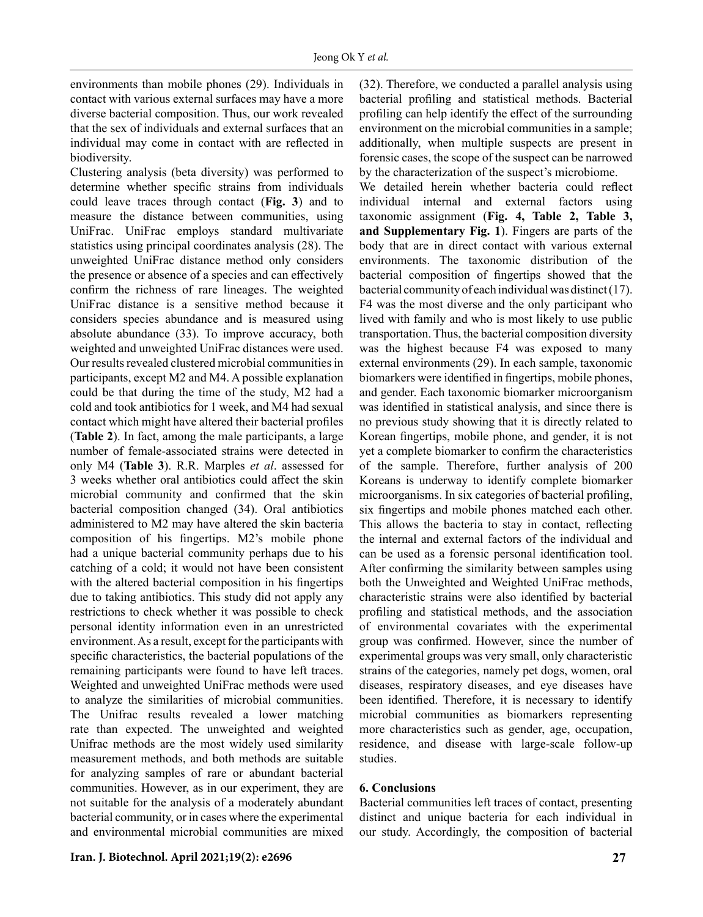environments than mobile phones (29). Individuals in contact with various external surfaces may have a more diverse bacterial composition. Thus, our work revealed that the sex of individuals and external surfaces that an individual may come in contact with are reflected in biodiversity.

Clustering analysis (beta diversity) was performed to determine whether specific strains from individuals could leave traces through contact (**Fig. 3**) and to measure the distance between communities, using UniFrac. UniFrac employs standard multivariate statistics using principal coordinates analysis (28). The unweighted UniFrac distance method only considers the presence or absence of a species and can effectively confirm the richness of rare lineages. The weighted UniFrac distance is a sensitive method because it considers species abundance and is measured using absolute abundance (33). To improve accuracy, both weighted and unweighted UniFrac distances were used. Our results revealed clustered microbial communities in participants, except M2 and M4. A possible explanation could be that during the time of the study, M2 had a cold and took antibiotics for 1 week, and M4 had sexual contact which might have altered their bacterial profiles (**Table 2**). In fact, among the male participants, a large number of female-associated strains were detected in only M4 (**Table 3**). R.R. Marples *et al*. assessed for 3 weeks whether oral antibiotics could affect the skin microbial community and confirmed that the skin bacterial composition changed (34). Oral antibiotics administered to M2 may have altered the skin bacteria composition of his fingertips. M2's mobile phone had a unique bacterial community perhaps due to his catching of a cold; it would not have been consistent with the altered bacterial composition in his fingertips due to taking antibiotics. This study did not apply any restrictions to check whether it was possible to check personal identity information even in an unrestricted environment. As a result, except for the participants with specific characteristics, the bacterial populations of the remaining participants were found to have left traces. Weighted and unweighted UniFrac methods were used to analyze the similarities of microbial communities. The Unifrac results revealed a lower matching rate than expected. The unweighted and weighted Unifrac methods are the most widely used similarity measurement methods, and both methods are suitable for analyzing samples of rare or abundant bacterial communities. However, as in our experiment, they are not suitable for the analysis of a moderately abundant bacterial community, or in cases where the experimental and environmental microbial communities are mixed (32). Therefore, we conducted a parallel analysis using bacterial profiling and statistical methods. Bacterial profiling can help identify the effect of the surrounding environment on the microbial communities in a sample; additionally, when multiple suspects are present in forensic cases, the scope of the suspect can be narrowed by the characterization of the suspect's microbiome.

We detailed herein whether bacteria could reflect individual internal and external factors using taxonomic assignment (**Fig. 4, Table 2, Table 3, and Supplementary Fig. 1**). Fingers are parts of the body that are in direct contact with various external environments. The taxonomic distribution of the bacterial composition of fingertips showed that the bacterial community of each individual was distinct (17). F4 was the most diverse and the only participant who lived with family and who is most likely to use public transportation. Thus, the bacterial composition diversity was the highest because F4 was exposed to many external environments (29). In each sample, taxonomic biomarkers were identified in fingertips, mobile phones, and gender. Each taxonomic biomarker microorganism was identified in statistical analysis, and since there is no previous study showing that it is directly related to Korean fingertips, mobile phone, and gender, it is not yet a complete biomarker to confirm the characteristics of the sample. Therefore, further analysis of 200 Koreans is underway to identify complete biomarker microorganisms. In six categories of bacterial profiling, six fingertips and mobile phones matched each other. This allows the bacteria to stay in contact, reflecting the internal and external factors of the individual and can be used as a forensic personal identification tool. After confirming the similarity between samples using both the Unweighted and Weighted UniFrac methods, characteristic strains were also identified by bacterial profiling and statistical methods, and the association of environmental covariates with the experimental group was confirmed. However, since the number of experimental groups was very small, only characteristic strains of the categories, namely pet dogs, women, oral diseases, respiratory diseases, and eye diseases have been identified. Therefore, it is necessary to identify microbial communities as biomarkers representing more characteristics such as gender, age, occupation, residence, and disease with large-scale follow-up studies.

## 6. Conclusions

Bacterial communities left traces of contact, presenting distinct and unique bacteria for each individual in our study. Accordingly, the composition of bacterial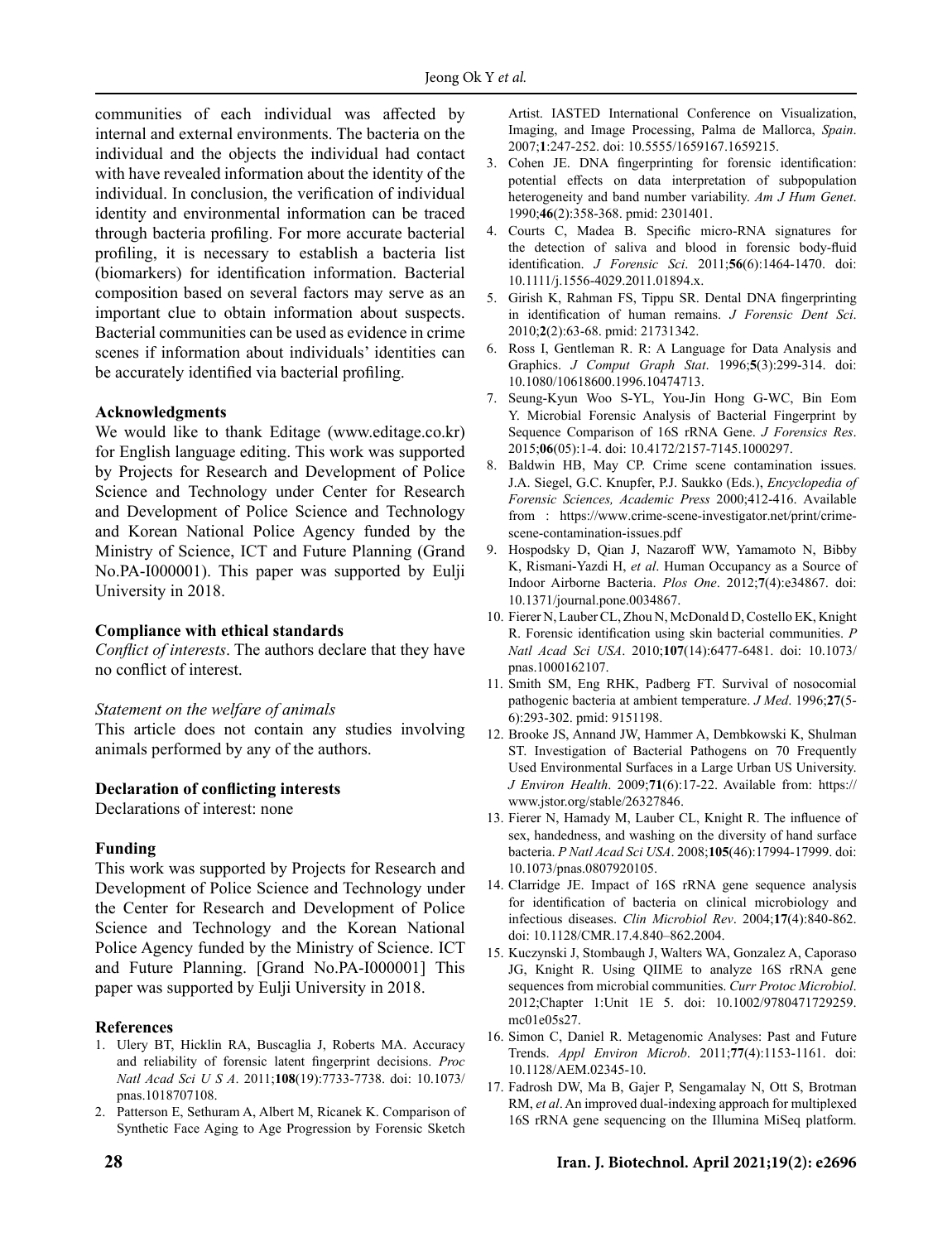communities of each individual was affected by internal and external environments. The bacteria on the individual and the objects the individual had contact with have revealed information about the identity of the individual. In conclusion, the verification of individual identity and environmental information can be traced through bacteria profiling. For more accurate bacterial profiling, it is necessary to establish a bacteria list (biomarkers) for identification information. Bacterial composition based on several factors may serve as an important clue to obtain information about suspects. Bacterial communities can be used as evidence in crime scenes if information about individuals' identities can be accurately identified via bacterial profiling.

### Acknowledgments

We would like to thank Editage (www.editage.co.kr) for English language editing. This work was supported by Projects for Research and Development of Police Science and Technology under Center for Research and Development of Police Science and Technology and Korean National Police Agency funded by the Ministry of Science, ICT and Future Planning (Grand No.PA-I000001). This paper was supported by Eulji University in 2018.

### Compliance with ethical standards

*Conflict of interests*. The authors declare that they have no conflict of interest.

*Statement on the welfare of animals*

This article does not contain any studies involving animals performed by any of the authors.

### Declaration of conflicting interests

Declarations of interest: none

### Funding

This work was supported by Projects for Research and Development of Police Science and Technology under the Center for Research and Development of Police Science and Technology and the Korean National Police Agency funded by the Ministry of Science. ICT and Future Planning. [Grand No.PA-I000001] This paper was supported by Eulji University in 2018.

### References

1. Ulery BT, Hicklin RA, Buscaglia J, Roberts MA. Accuracy and reliability of forensic latent fingerprint decisions. *Proc Natl Acad Sci U S A*. 2011;**108**(19):7733-7738. doi: 10.1073/pnas.1018707108.
2. Patterson E, Sethuram A, Albert M, Ricanek K. Comparison of Synthetic Face Aging to Age Progression by Forensic Sketch Artist. IASTED International Conference on Visualization, Imaging, and Image Processing, Palma de Mallorca, *Spain*. 2007;**1**:247-252. doi: 10.5555/1659167.1659215.
3. Cohen JE. DNA fingerprinting for forensic identification: potential effects on data interpretation of subpopulation heterogeneity and band number variability. *Am J Hum Genet*. 1990;**46**(2):358-368. pmid: 2301401.
4. Courts C, Madea B. Specific micro-RNA signatures for the detection of saliva and blood in forensic body-fluid identification. *J Forensic Sci*. 2011;**56**(6):1464-1470. doi: 10.1111/j.1556-4029.2011.01894.x.
5. Girish K, Rahman FS, Tippu SR. Dental DNA fingerprinting in identification of human remains. *J Forensic Dent Sci*. 2010;**2**(2):63-68. pmid: 21731342.
6. Ross I, Gentleman R. R: A Language for Data Analysis and Graphics. *J Comput Graph Stat*. 1996;**5**(3):299-314. doi: 10.1080/10618600.1996.10474713.
7. Seung-Kyun Woo S-YL, You-Jin Hong G-WC, Bin Eom Y. Microbial Forensic Analysis of Bacterial Fingerprint by Sequence Comparison of 16S rRNA Gene. *J Forensics Res*. 2015;**06**(05):1-4. doi: 10.4172/2157-7145.1000297.
8. Baldwin HB, May CP. Crime scene contamination issues. J.A. Siegel, G.C. Knupfer, P.J. Saukko (Eds.), *Encyclopedia of Forensic Sciences, Academic Press* 2000;412-416. Available from : https://www.crime-scene-investigator.net/print/crime-scene-contamination-issues.pdf
9. Hospodsky D, Qian J, Nazaroff WW, Yamamoto N, Bibby K, Rismani-Yazdi H, *et al*. Human Occupancy as a Source of Indoor Airborne Bacteria. *Plos One*. 2012;**7**(4):e34867. doi: 10.1371/journal.pone.0034867.
10. Fierer N, Lauber CL, Zhou N, McDonald D, Costello EK, Knight R. Forensic identification using skin bacterial communities. *P Natl Acad Sci USA*. 2010;**107**(14):6477-6481. doi: 10.1073/pnas.1000162107.
11. Smith SM, Eng RHK, Padberg FT. Survival of nosocomial pathogenic bacteria at ambient temperature. *J Med*. 1996;**27**(5-6):293-302. pmid: 9151198.
12. Brooke JS, Annand JW, Hammer A, Dembkowski K, Shulman ST. Investigation of Bacterial Pathogens on 70 Frequently Used Environmental Surfaces in a Large Urban US University. *J Environ Health*. 2009;**71**(6):17-22. Available from: https://www.jstor.org/stable/26327846.
13. Fierer N, Hamady M, Lauber CL, Knight R. The influence of sex, handedness, and washing on the diversity of hand surface bacteria. *P Natl Acad Sci USA*. 2008;**105**(46):17994-17999. doi: 10.1073/pnas.0807920105.
14. Clarridge JE. Impact of 16S rRNA gene sequence analysis for identification of bacteria on clinical microbiology and infectious diseases. *Clin Microbiol Rev*. 2004;**17**(4):840-862. doi: 10.1128/CMR.17.4.840–862.2004.
15. Kuczynski J, Stombaugh J, Walters WA, Gonzalez A, Caporaso JG, Knight R. Using QIIME to analyze 16S rRNA gene sequences from microbial communities. *Curr Protoc Microbiol*. 2012;Chapter 1:Unit 1E 5. doi: 10.1002/9780471729259.mc01e05s27.
16. Simon C, Daniel R. Metagenomic Analyses: Past and Future Trends. *Appl Environ Microb*. 2011;**77**(4):1153-1161. doi: 10.1128/AEM.02345-10.
17. Fadrosh DW, Ma B, Gajer P, Sengamalay N, Ott S, Brotman RM, *et al*. An improved dual-indexing approach for multiplexed 16S rRNA gene sequencing on the Illumina MiSeq platform.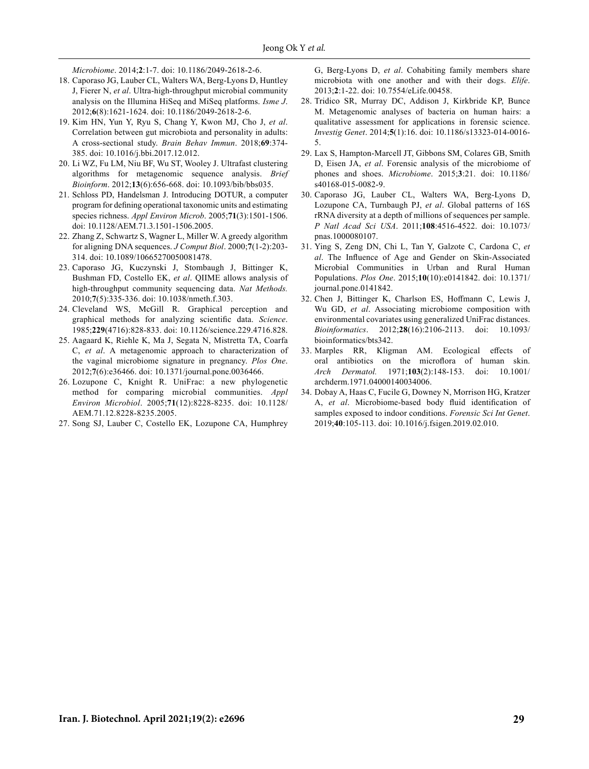*Microbiome*. 2014;**2**:1-7. doi: 10.1186/2049-2618-2-6.

18. Caporaso JG, Lauber CL, Walters WA, Berg-Lyons D, Huntley J, Fierer N, *et al*. Ultra-high-throughput microbial community analysis on the Illumina HiSeq and MiSeq platforms. *Isme J*. 2012;**6**(8):1621-1624. doi: 10.1186/2049-2618-2-6.
19. Kim HN, Yun Y, Ryu S, Chang Y, Kwon MJ, Cho J, *et al*. Correlation between gut microbiota and personality in adults: A cross-sectional study. *Brain Behav Immun*. 2018;**69**:374-385. doi: 10.1016/j.bbi.2017.12.012.
20. Li WZ, Fu LM, Niu BF, Wu ST, Wooley J. Ultrafast clustering algorithms for metagenomic sequence analysis. *Brief Bioinform*. 2012;**13**(6):656-668. doi: 10.1093/bib/bbs035.
21. Schloss PD, Handelsman J. Introducing DOTUR, a computer program for defining operational taxonomic units and estimating species richness. *Appl Environ Microb*. 2005;**71**(3):1501-1506. doi: 10.1128/AEM.71.3.1501-1506.2005.
22. Zhang Z, Schwartz S, Wagner L, Miller W. A greedy algorithm for aligning DNA sequences. *J Comput Biol*. 2000;**7**(1-2):203-314. doi: 10.1089/10665270050081478.
23. Caporaso JG, Kuczynski J, Stombaugh J, Bittinger K, Bushman FD, Costello EK, *et al*. QIIME allows analysis of high-throughput community sequencing data. *Nat Methods.* 2010;**7**(5):335-336. doi: 10.1038/nmeth.f.303.
24. Cleveland WS, McGill R. Graphical perception and graphical methods for analyzing scientific data. *Science*. 1985;**229**(4716):828-833. doi: 10.1126/science.229.4716.828.
25. Aagaard K, Riehle K, Ma J, Segata N, Mistretta TA, Coarfa C, *et al*. A metagenomic approach to characterization of the vaginal microbiome signature in pregnancy. *Plos One*. 2012;**7**(6):e36466. doi: 10.1371/journal.pone.0036466.
26. Lozupone C, Knight R. UniFrac: a new phylogenetic method for comparing microbial communities. *Appl Environ Microbiol*. 2005;**71**(12):8228-8235. doi: 10.1128/AEM.71.12.8228-8235.2005.
27. Song SJ, Lauber C, Costello EK, Lozupone CA, Humphrey G, Berg-Lyons D, *et al*. Cohabiting family members share microbiota with one another and with their dogs. *Elife*. 2013;**2**:1-22. doi: 10.7554/eLife.00458.
28. Tridico SR, Murray DC, Addison J, Kirkbride KP, Bunce M. Metagenomic analyses of bacteria on human hairs: a qualitative assessment for applications in forensic science. *Investig Genet*. 2014;**5**(1):16. doi: 10.1186/s13323-014-0016-5.
29. Lax S, Hampton-Marcell JT, Gibbons SM, Colares GB, Smith D, Eisen JA, *et al*. Forensic analysis of the microbiome of phones and shoes. *Microbiome*. 2015;**3**:21. doi: 10.1186/s40168-015-0082-9.
30. Caporaso JG, Lauber CL, Walters WA, Berg-Lyons D, Lozupone CA, Turnbaugh PJ, *et al*. Global patterns of 16S rRNA diversity at a depth of millions of sequences per sample. *P Natl Acad Sci USA*. 2011;**108**:4516-4522. doi: 10.1073/pnas.1000080107.
31. Ying S, Zeng DN, Chi L, Tan Y, Galzote C, Cardona C, *et al*. The Influence of Age and Gender on Skin-Associated Microbial Communities in Urban and Rural Human Populations. *Plos One*. 2015;**10**(10):e0141842. doi: 10.1371/journal.pone.0141842.
32. Chen J, Bittinger K, Charlson ES, Hoffmann C, Lewis J, Wu GD, *et al*. Associating microbiome composition with environmental covariates using generalized UniFrac distances. *Bioinformatics*. 2012;**28**(16):2106-2113. doi: 10.1093/bioinformatics/bts342.
33. Marples RR, Kligman AM. Ecological effects of oral antibiotics on the microflora of human skin. *Arch Dermatol.* 1971;**103**(2):148-153. doi: 10.1001/archderm.1971.04000140034006.
34. Dobay A, Haas C, Fucile G, Downey N, Morrison HG, Kratzer A, *et al*. Microbiome-based body fluid identification of samples exposed to indoor conditions. *Forensic Sci Int Genet*. 2019;**40**:105-113. doi: 10.1016/j.fsigen.2019.02.010.